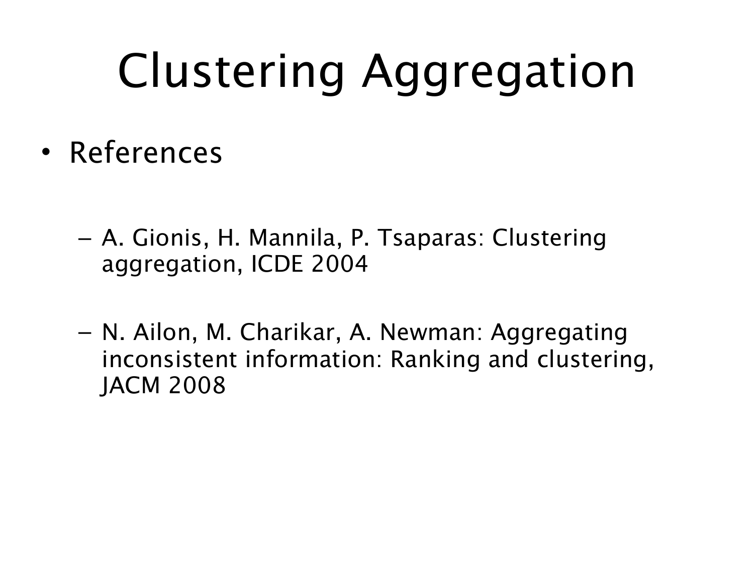# Clustering Aggregation

- References
  - A. Gionis, H. Mannila, P. Tsaparas: Clustering aggregation, ICDE 2004
  - N. Ailon, M. Charikar, A. Newman: Aggregating inconsistent information: Ranking and clustering, JACM 2008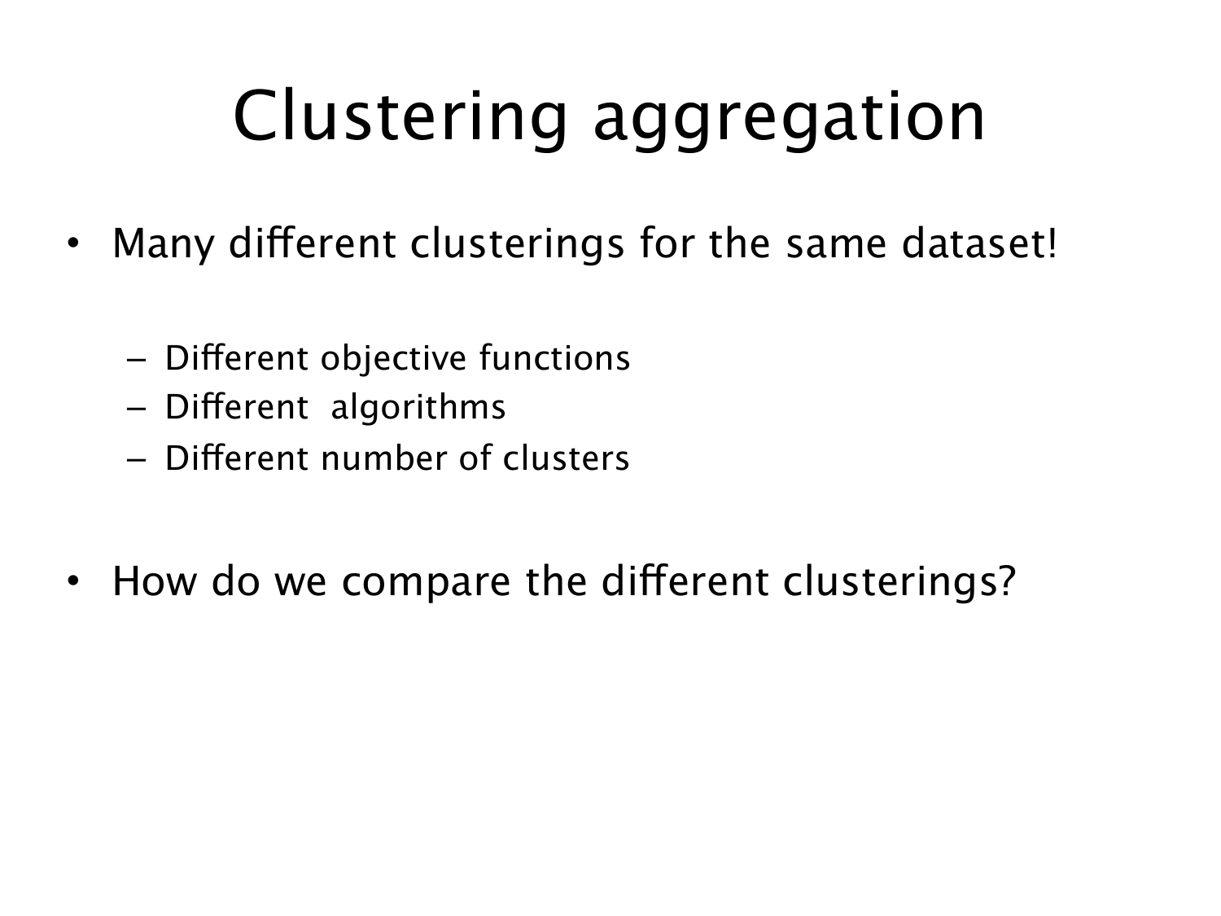# Clustering aggregation

- Many different clusterings for the same dataset!
  - Different objective functions
  - Different algorithms
  - Different number of clusters
- How do we compare the different clusterings?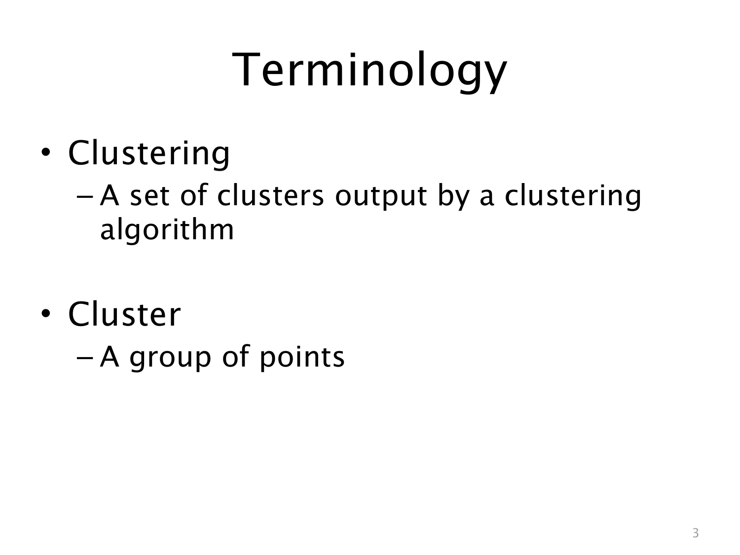# Terminology

- Clustering
  - A set of clusters output by a clustering algorithm

- Cluster
  - A group of points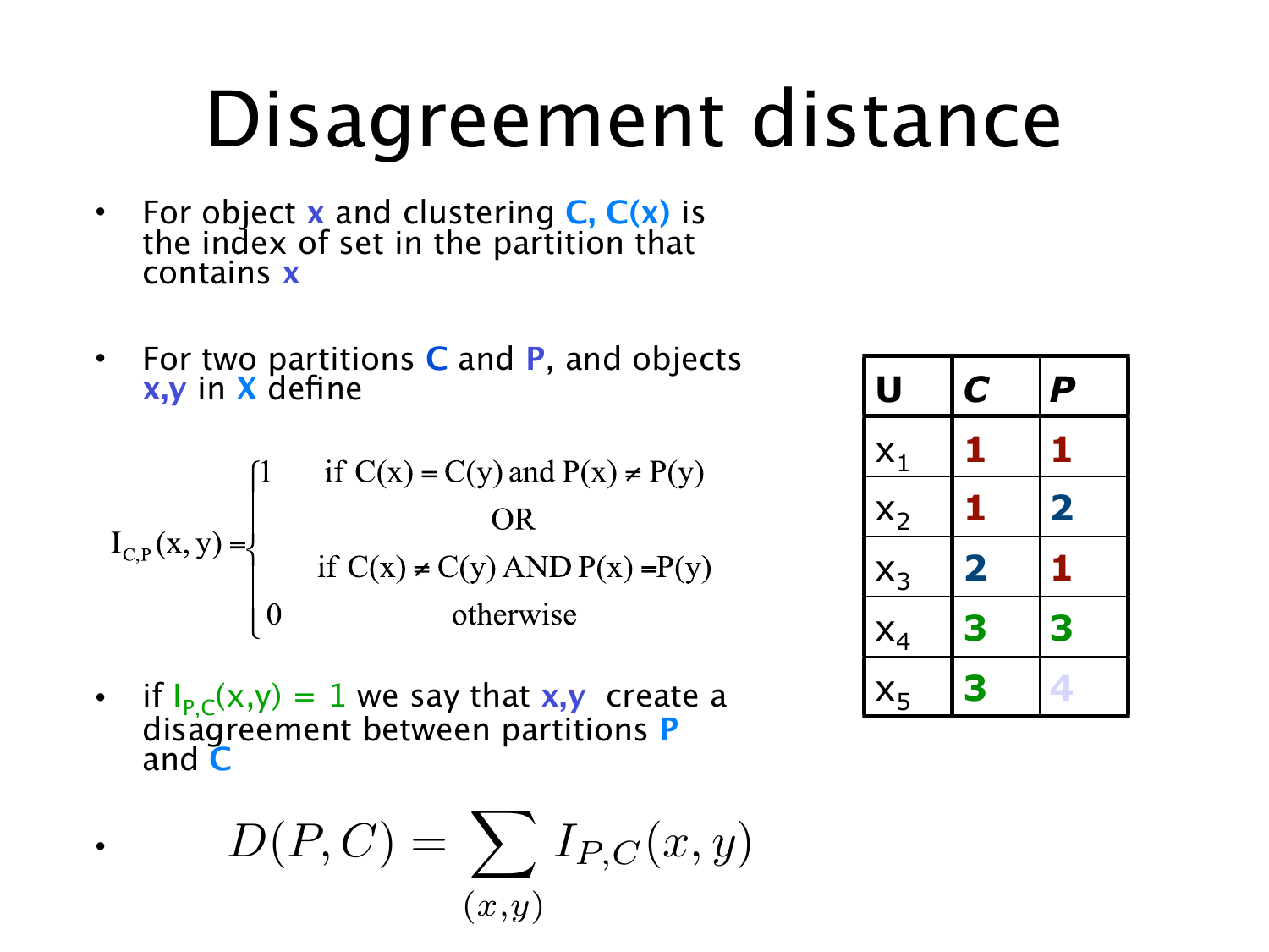# Disagreement distance

- For object $x$ and clustering $C$, $C(x)$ is the index of set in the partition that contains $x$
- For two partitions $C$ and $P$, and objects $x,y$ in $X$ define

$$I_{C,P}(x,y) = \begin{cases} 1 & \text{if } C(x) = C(y) \text{ and } P(x) \neq P(y) \\ & \text{OR} \\ & \text{if } C(x) \neq C(y) \text{ AND } P(x) = P(y) \\ 0 & \text{otherwise} \end{cases}$$

- if $I_{P,C}(x,y) = 1$ we say that $x,y$ create a disagreement between partitions $P$ and $C$
- $$D(P,C) = \sum_{(x,y)} I_{P,C}(x,y)$$

| U | C | P |
|---|---|---|
| $x_1$ | 1 | 1 |
| $x_2$ | 1 | 2 |
| $x_3$ | 2 | 1 |
| $x_4$ | 3 | 3 |
| $x_5$ | 3 | 4 |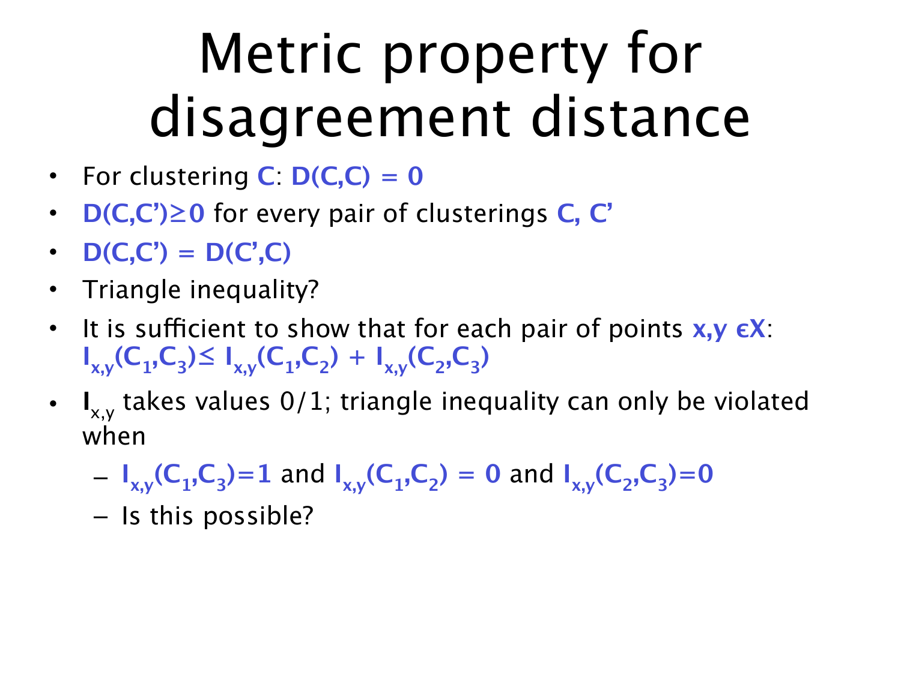# Metric property for disagreement distance

- For clustering $C$: $D(C,C) = 0$
- $D(C,C') \geq 0$ for every pair of clusterings $C$, $C'$
- $D(C,C') = D(C',C)$
- Triangle inequality?
- It is sufficient to show that for each pair of points $x,y \in X$: $I_{x,y}(C_1,C_3) \leq I_{x,y}(C_1,C_2) + I_{x,y}(C_2,C_3)$
- $I_{x,y}$ takes values 0/1; triangle inequality can only be violated when
  - $I_{x,y}(C_1,C_3)=1$ and $I_{x,y}(C_1,C_2) = 0$ and $I_{x,y}(C_2,C_3)=0$
  - Is this possible?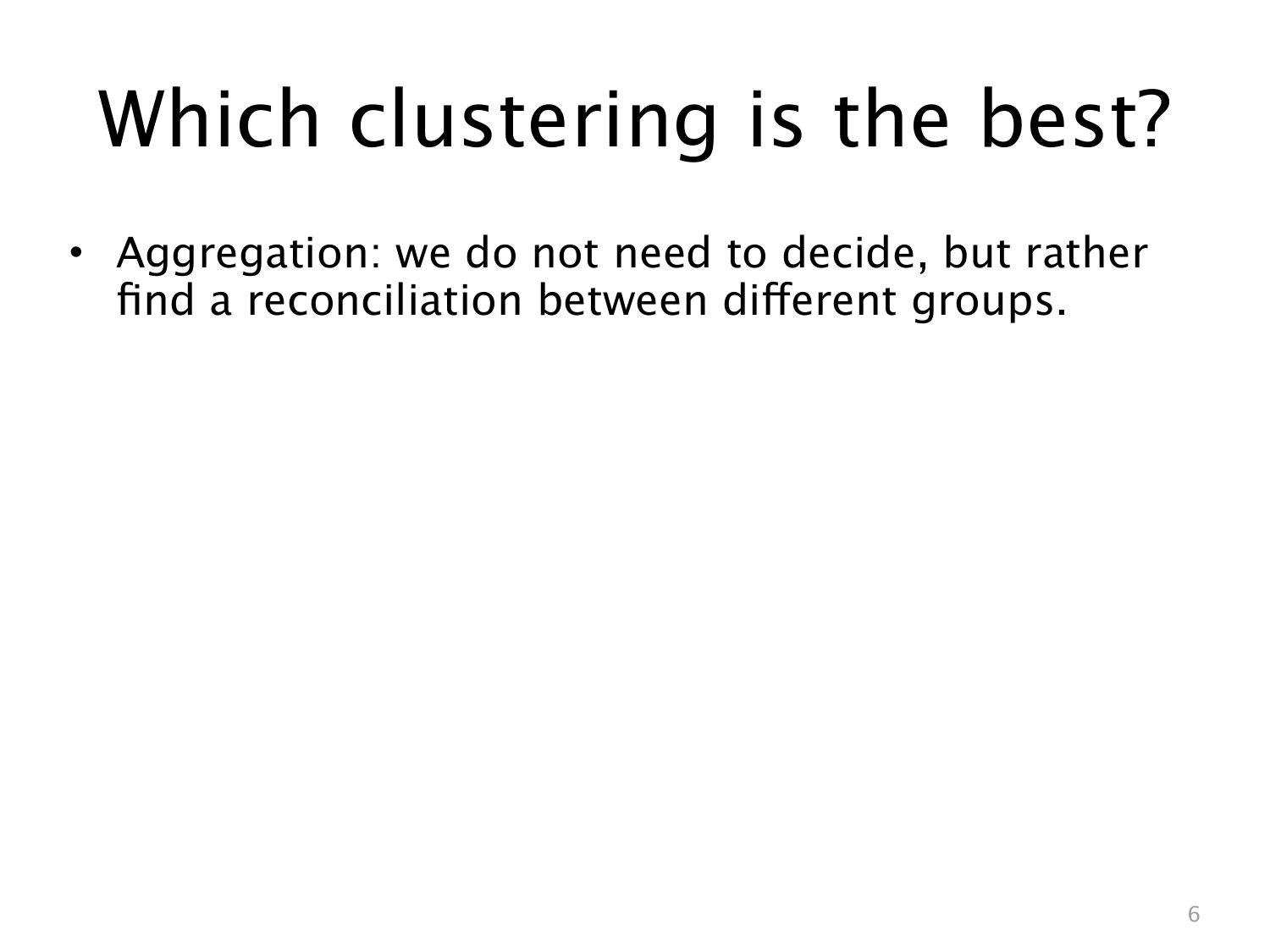# Which clustering is the best?

- Aggregation: we do not need to decide, but rather find a reconciliation between different groups.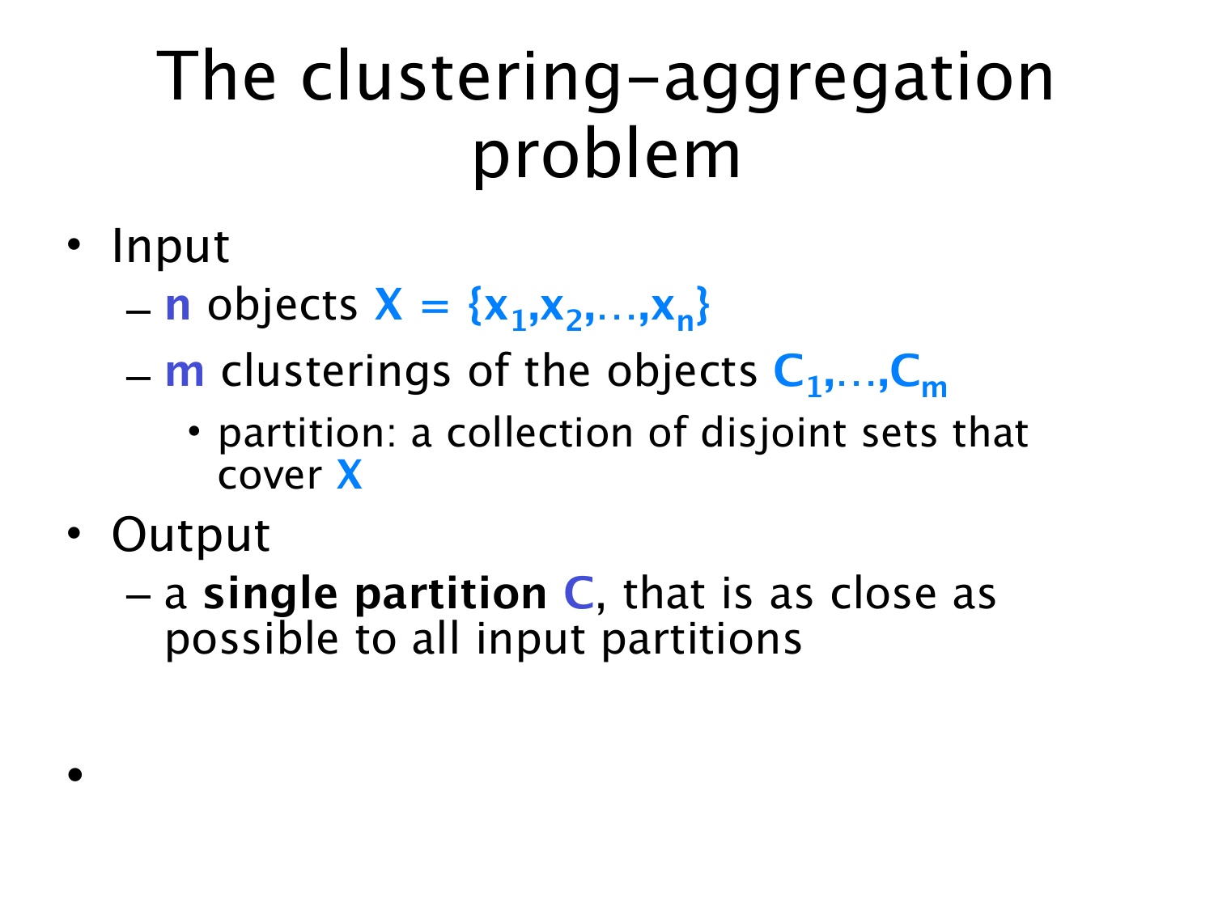# The clustering-aggregation problem

- Input
  - **n** objects $X = \{x_1, x_2, \ldots, x_n\}$
  - **m** clusterings of the objects $C_1, \ldots, C_m$
    - partition: a collection of disjoint sets that cover **X**
- Output
  - a **single partition C**, that is as close as possible to all input partitions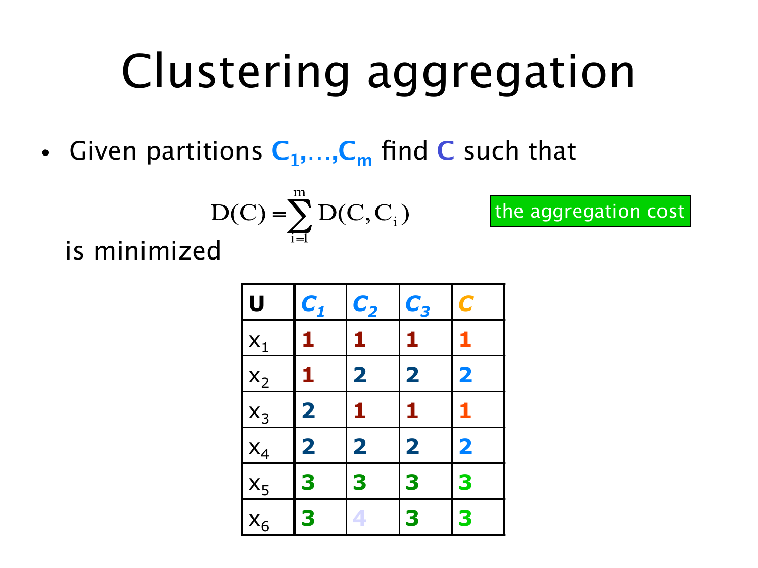# Clustering aggregation

- Given partitions $C_1,\ldots,C_m$ find $C$ such that

$$D(C) = \sum_{i=1}^{m} D(C, C_i)$$

the aggregation cost

is minimized

| U | $C_1$ | $C_2$ | $C_3$ | $C$ |
|---|---|---|---|---|
| $x_1$ | 1 | 1 | 1 | 1 |
| $x_2$ | 1 | 2 | 2 | 2 |
| $x_3$ | 2 | 1 | 1 | 1 |
| $x_4$ | 2 | 2 | 2 | 2 |
| $x_5$ | 3 | 3 | 3 | 3 |
| $x_6$ | 3 | 4 | 3 | 3 |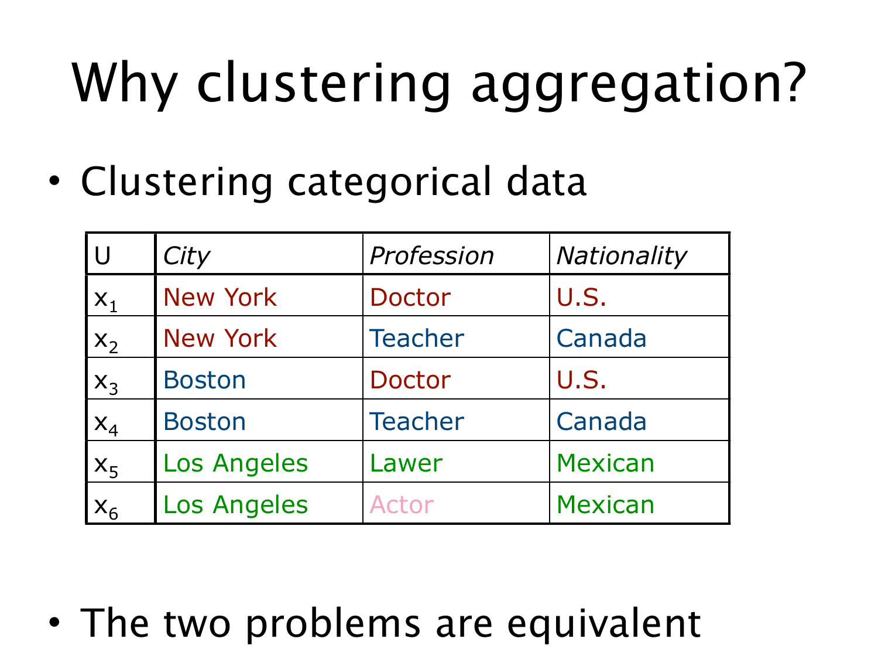# Why clustering aggregation?

- Clustering categorical data

| U | *City* | *Profession* | *Nationality* |
|---|---|---|---|
| $x_1$ | New York | Doctor | U.S. |
| $x_2$ | New York | Teacher | Canada |
| $x_3$ | Boston | Doctor | U.S. |
| $x_4$ | Boston | Teacher | Canada |
| $x_5$ | Los Angeles | Lawer | Mexican |
| $x_6$ | Los Angeles | Actor | Mexican |

- The two problems are equivalent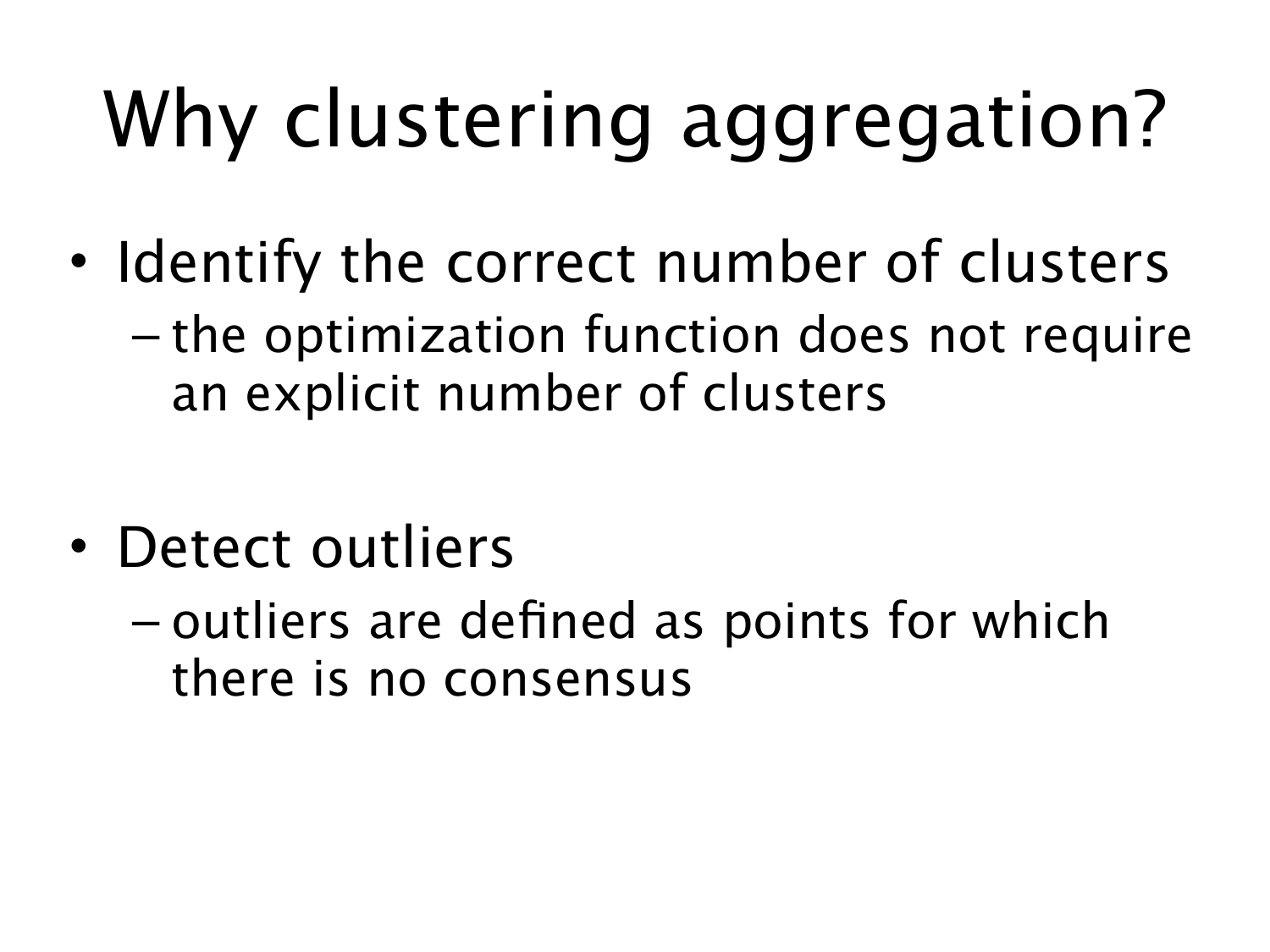# Why clustering aggregation?

- Identify the correct number of clusters
  - the optimization function does not require an explicit number of clusters
- Detect outliers
  - outliers are defined as points for which there is no consensus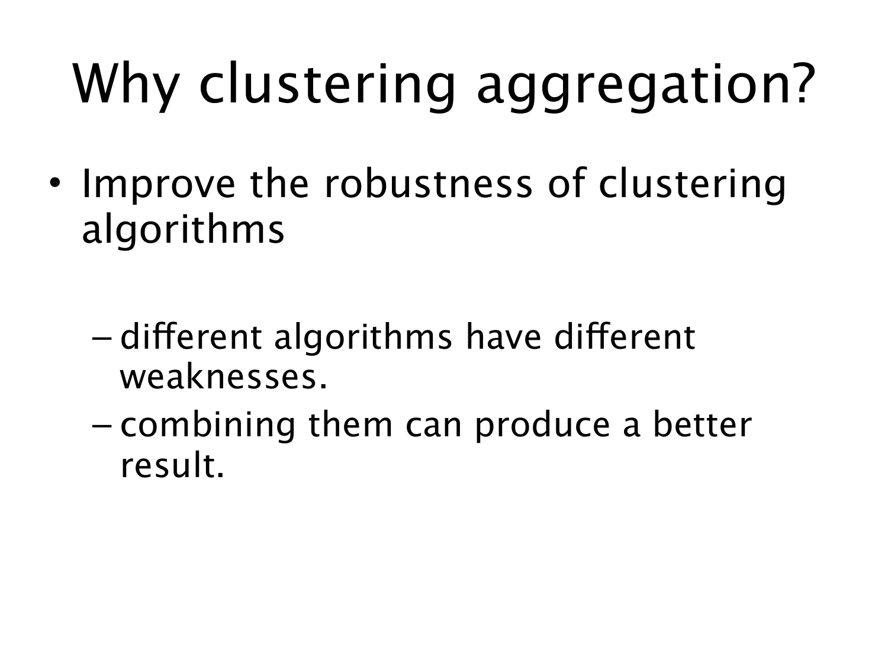# Why clustering aggregation?

- Improve the robustness of clustering algorithms
  - different algorithms have different weaknesses.
  - combining them can produce a better result.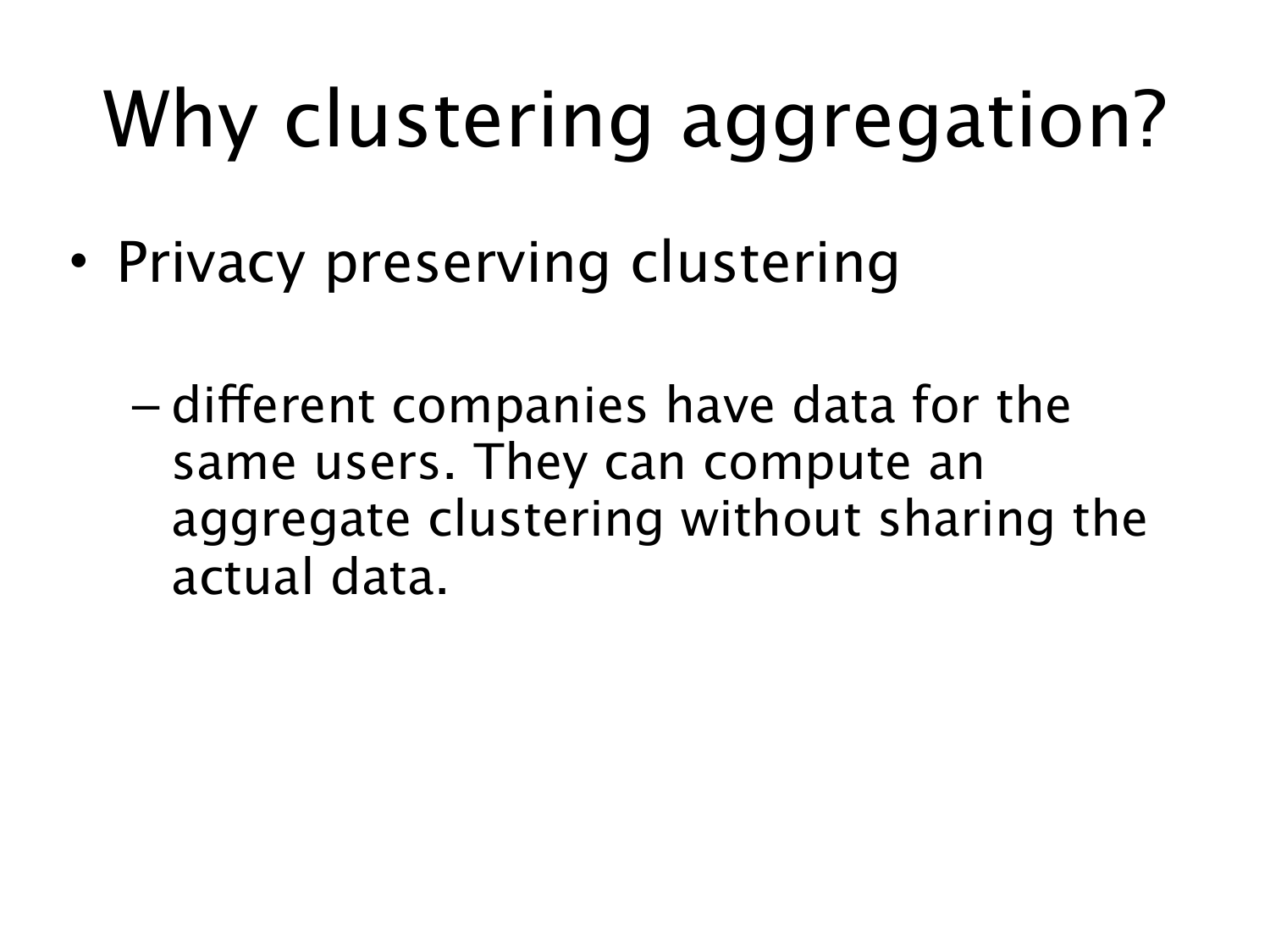# Why clustering aggregation?

- Privacy preserving clustering
  - different companies have data for the same users. They can compute an aggregate clustering without sharing the actual data.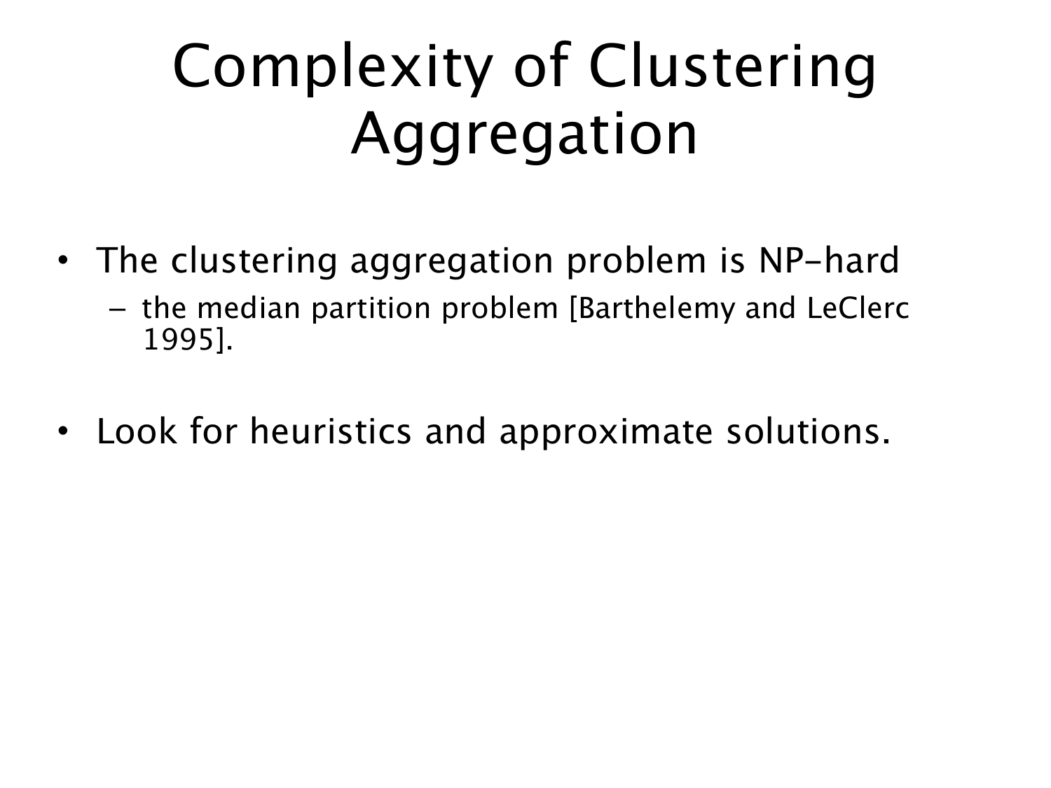# Complexity of Clustering Aggregation

- The clustering aggregation problem is NP-hard
  - the median partition problem [Barthelemy and LeClerc 1995].
- Look for heuristics and approximate solutions.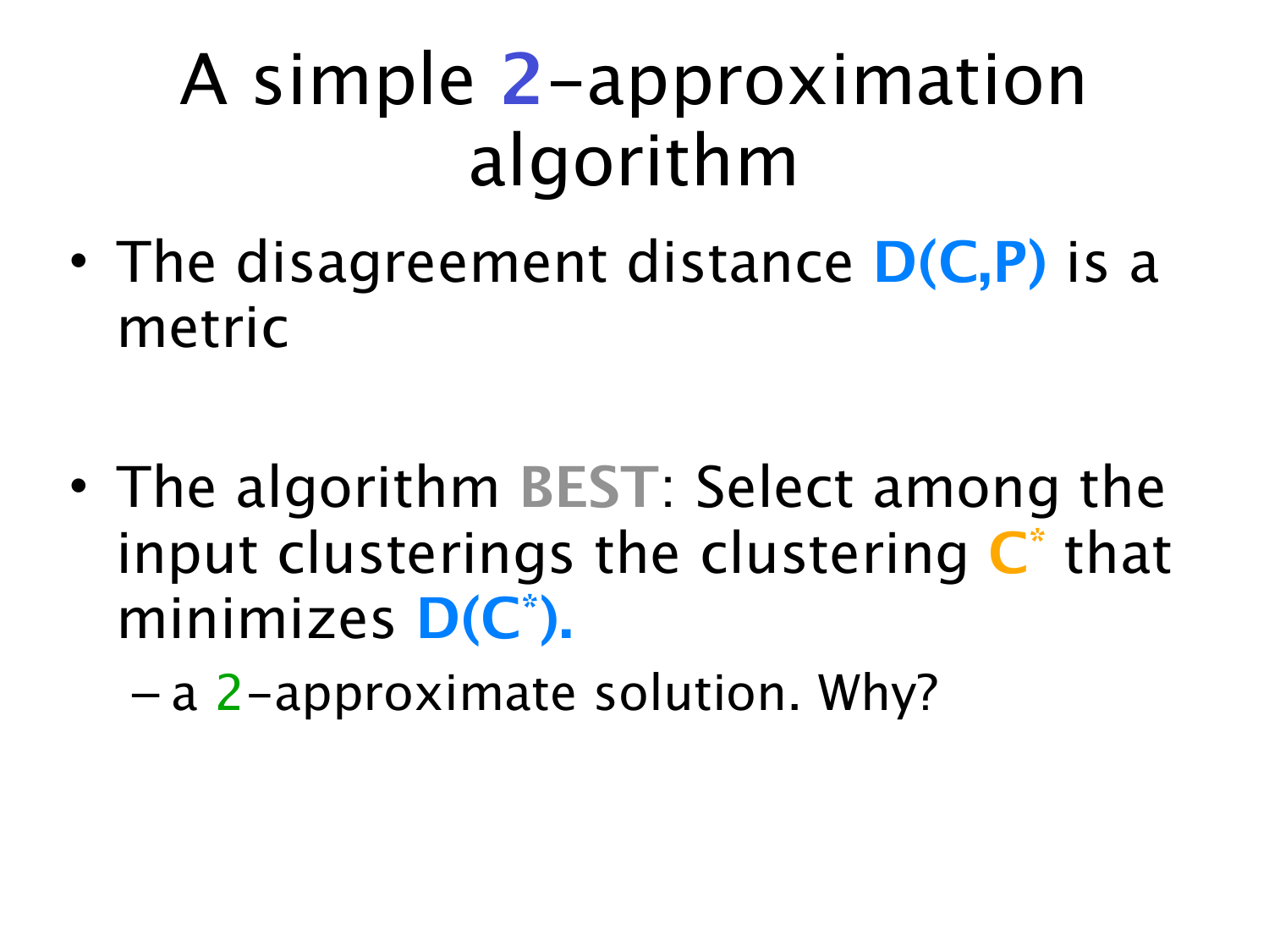# A simple 2-approximation algorithm

- The disagreement distance **D(C,P)** is a metric
- The algorithm **BEST**: Select among the input clusterings the clustering $C^*$ that minimizes **D($C^*$).**
  - a 2-approximate solution. Why?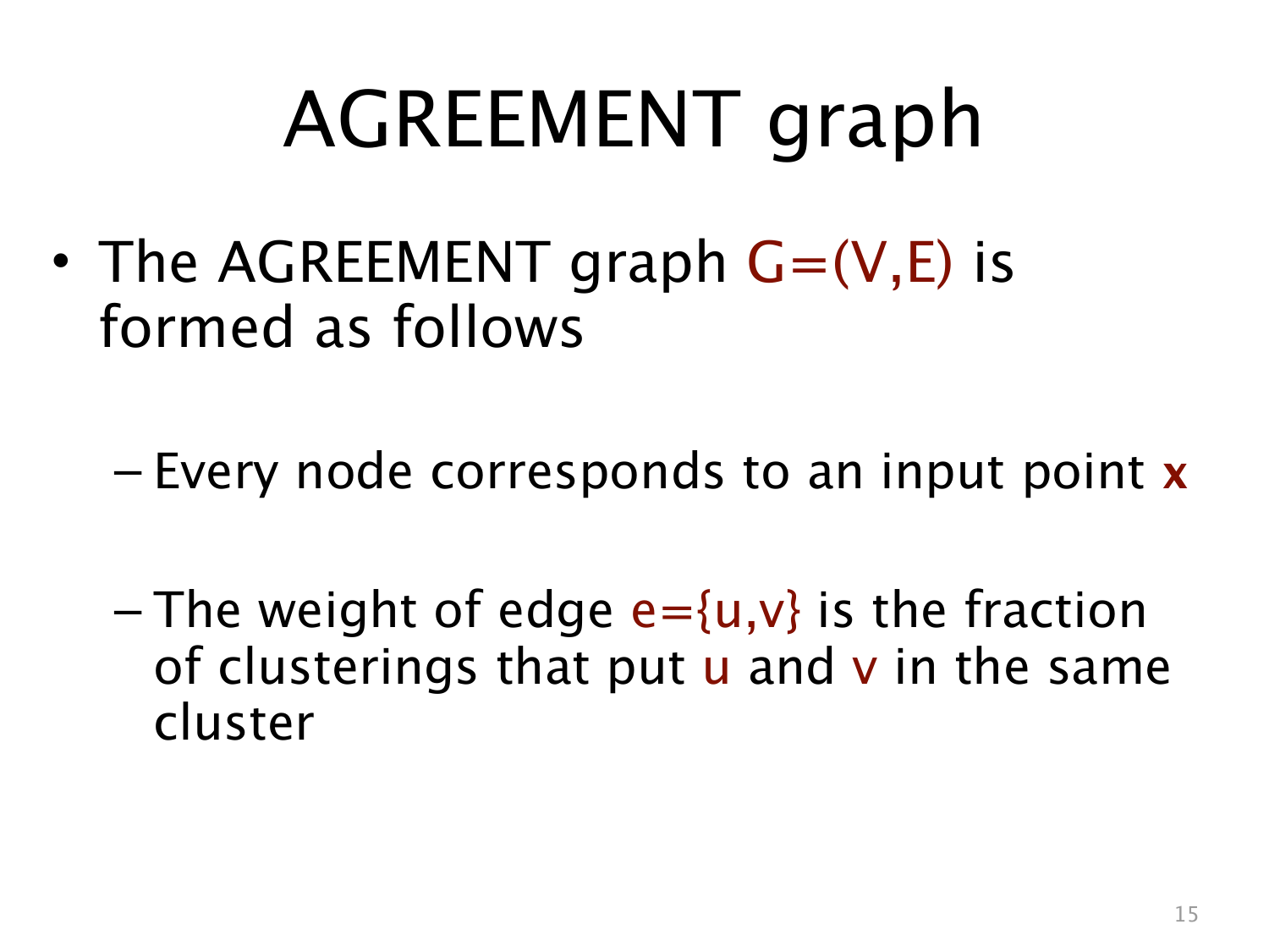# AGREEMENT graph

- The AGREEMENT graph $G=(V,E)$ is formed as follows
  - Every node corresponds to an input point **x**
  - The weight of edge $e=\{u,v\}$ is the fraction of clusterings that put u and v in the same cluster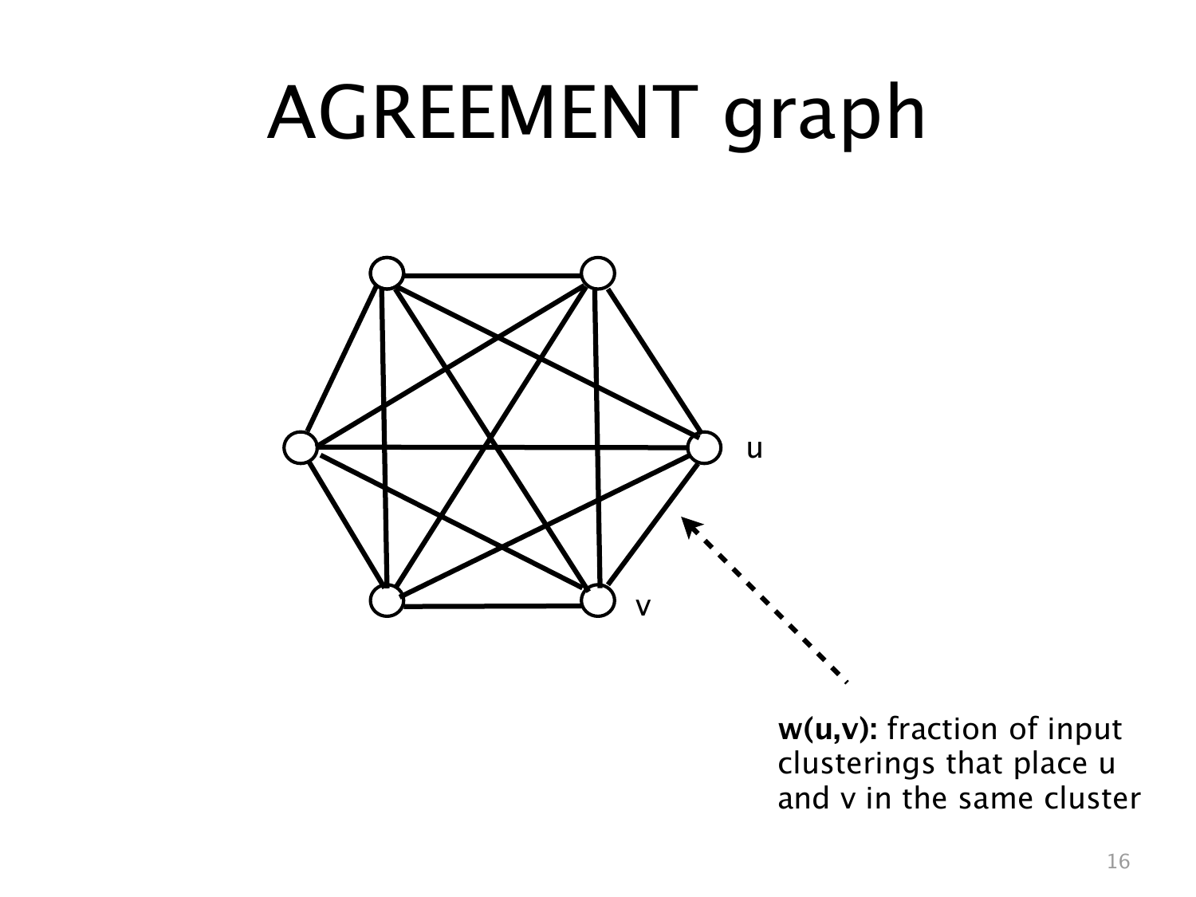# AGREEMENT graph

u

v

**w(u,v):** fraction of input clusterings that place u and v in the same cluster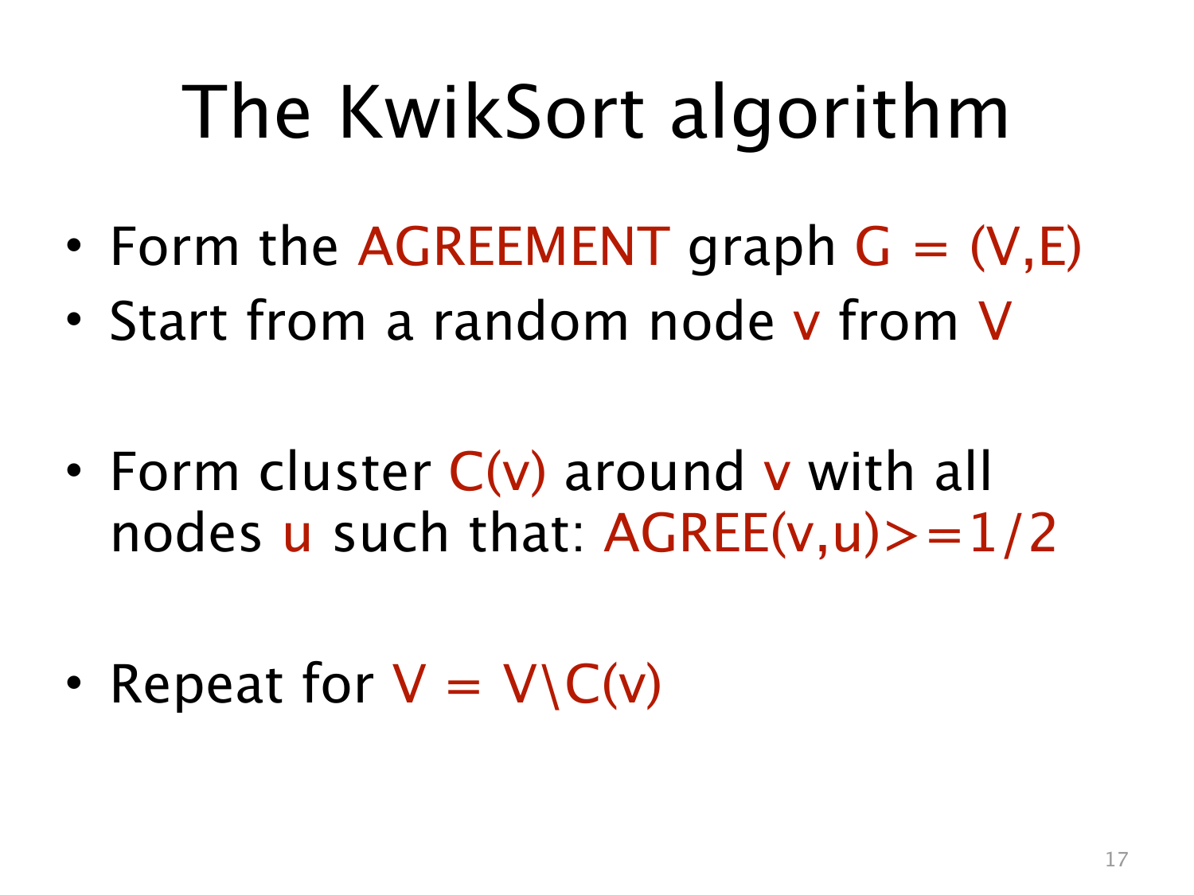# The KwikSort algorithm

- Form the AGREEMENT graph $G = (V,E)$
- Start from a random node $v$ from $V$
- Form cluster $C(v)$ around $v$ with all nodes $u$ such that: $AGREE(v,u) >= 1/2$
- Repeat for $V = V \setminus C(v)$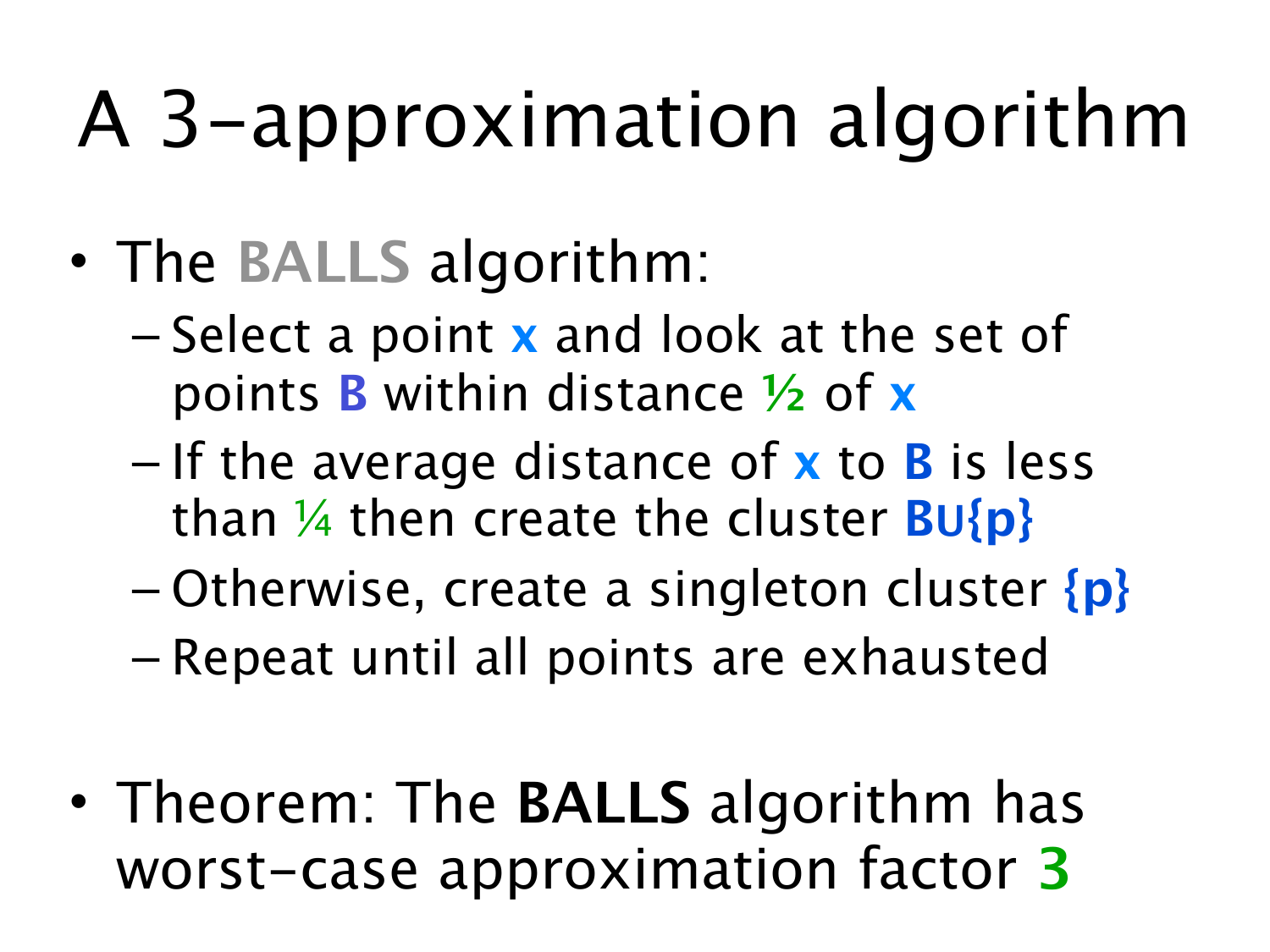# A 3-approximation algorithm

- The BALLS algorithm:
  - Select a point **x** and look at the set of points **B** within distance ½ of **x**
  - If the average distance of **x** to **B** is less than ¼ then create the cluster **B∪{p}**
  - Otherwise, create a singleton cluster **{p}**
  - Repeat until all points are exhausted

- Theorem: The **BALLS** algorithm has worst-case approximation factor **3**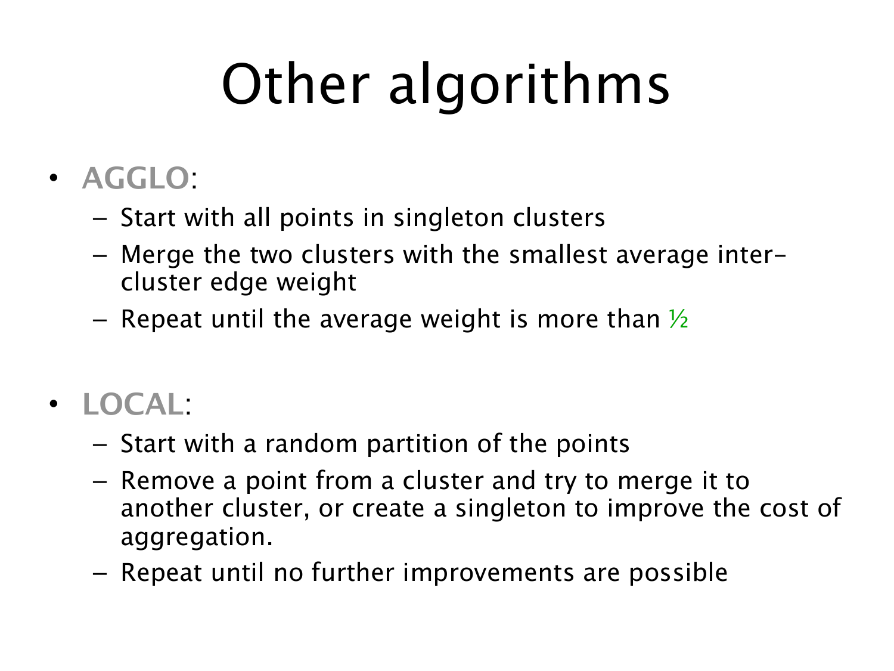# Other algorithms

- **AGGLO**:
  - Start with all points in singleton clusters
  - Merge the two clusters with the smallest average inter-cluster edge weight
  - Repeat until the average weight is more than ½
- **LOCAL**:
  - Start with a random partition of the points
  - Remove a point from a cluster and try to merge it to another cluster, or create a singleton to improve the cost of aggregation.
  - Repeat until no further improvements are possible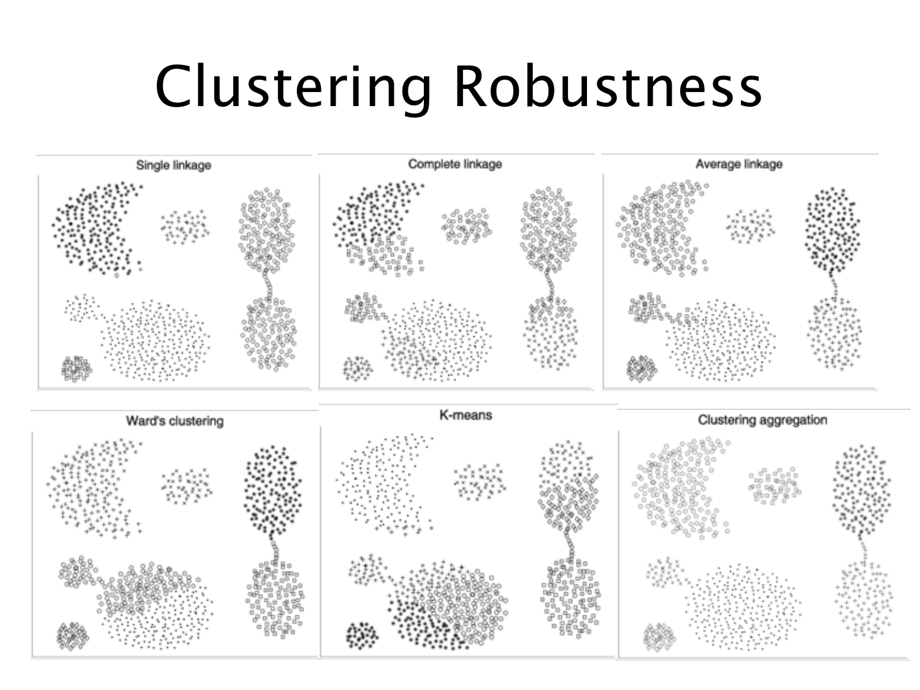# Clustering Robustness

Single linkage

Complete linkage

Average linkage

Ward's clustering

K-means

Clustering aggregation